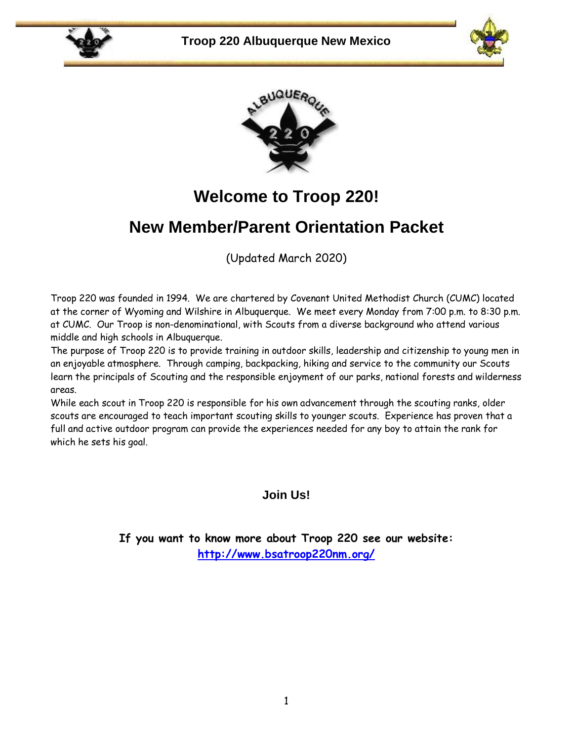# Welcome to Troop 220!

# New Member/Parent Orientation Packet

(Updated March 2020)

Troop 220 was founded in 1994. We are chartered by Covenant United Methodist Church (CUMC) located at the corner of Wyoming and Wilshire in Albuquerque. We meet every Monday from 7:00 p.m. to 8:30 p.m. at CUMC. Our Troop is non-denominational, with Scouts from a diverse background who attend various middle and high schools in Albuquerque.

The purpose of Troop 220 is to provide training in outdoor skills, leadership and citizenship to young men in an enjoyable atmosphere. Through camping, backpacking, hiking and service to the community our Scouts learn the principals of Scouting and the responsible enjoyment of our parks, national forests and wilderness areas.

While each scout in Troop 220 is responsible for his own advancement through the scouting ranks, older scouts are encouraged to teach important scouting skills to younger scouts. Experience has proven that a full and active outdoor program can provide the experiences needed for any boy to attain the rank for which he sets his goal.

**Join Us!**

**If you want to know more about Troop 220 see our website:**
**[http://www.bsatroop220nm.org/](http://www.bsatroop220nm.org/)**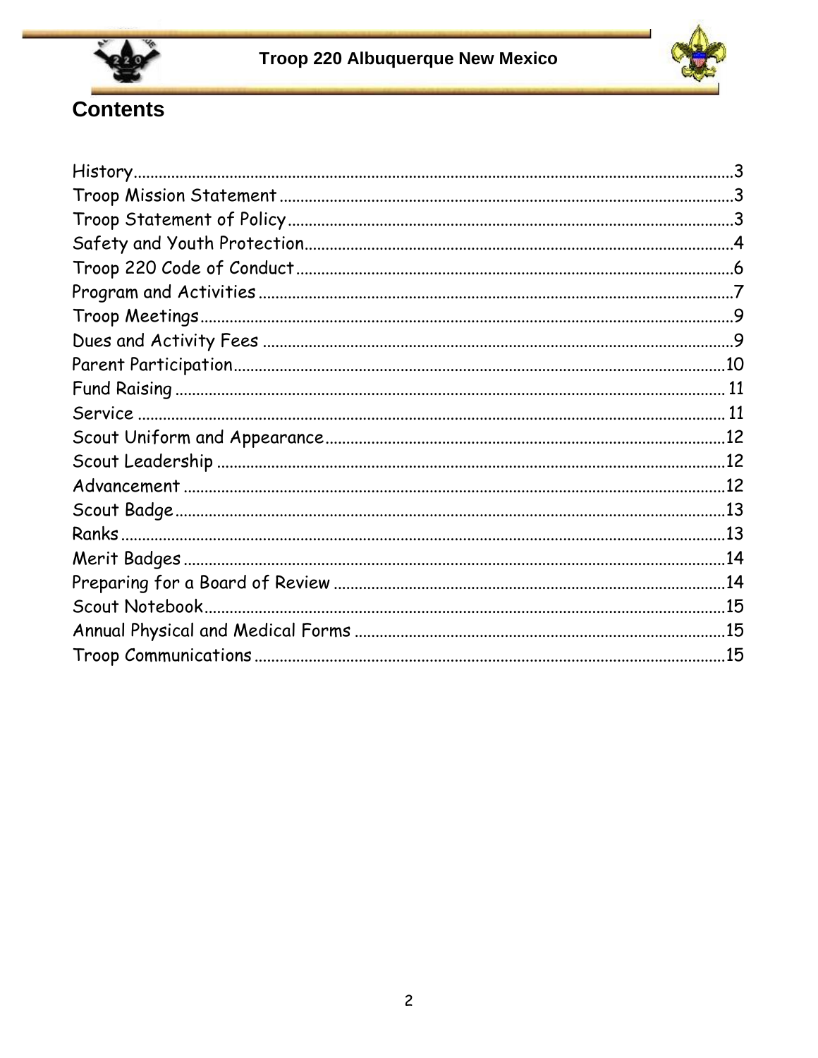## Contents

| | |
|---|---|
| History | 3 |
| Troop Mission Statement | 3 |
| Troop Statement of Policy | 3 |
| Safety and Youth Protection | 4 |
| Troop 220 Code of Conduct | 6 |
| Program and Activities | 7 |
| Troop Meetings | 9 |
| Dues and Activity Fees | 9 |
| Parent Participation | 10 |
| Fund Raising | 11 |
| Service | 11 |
| Scout Uniform and Appearance | 12 |
| Scout Leadership | 12 |
| Advancement | 12 |
| Scout Badge | 13 |
| Ranks | 13 |
| Merit Badges | 14 |
| Preparing for a Board of Review | 14 |
| Scout Notebook | 15 |
| Annual Physical and Medical Forms | 15 |
| Troop Communications | 15 |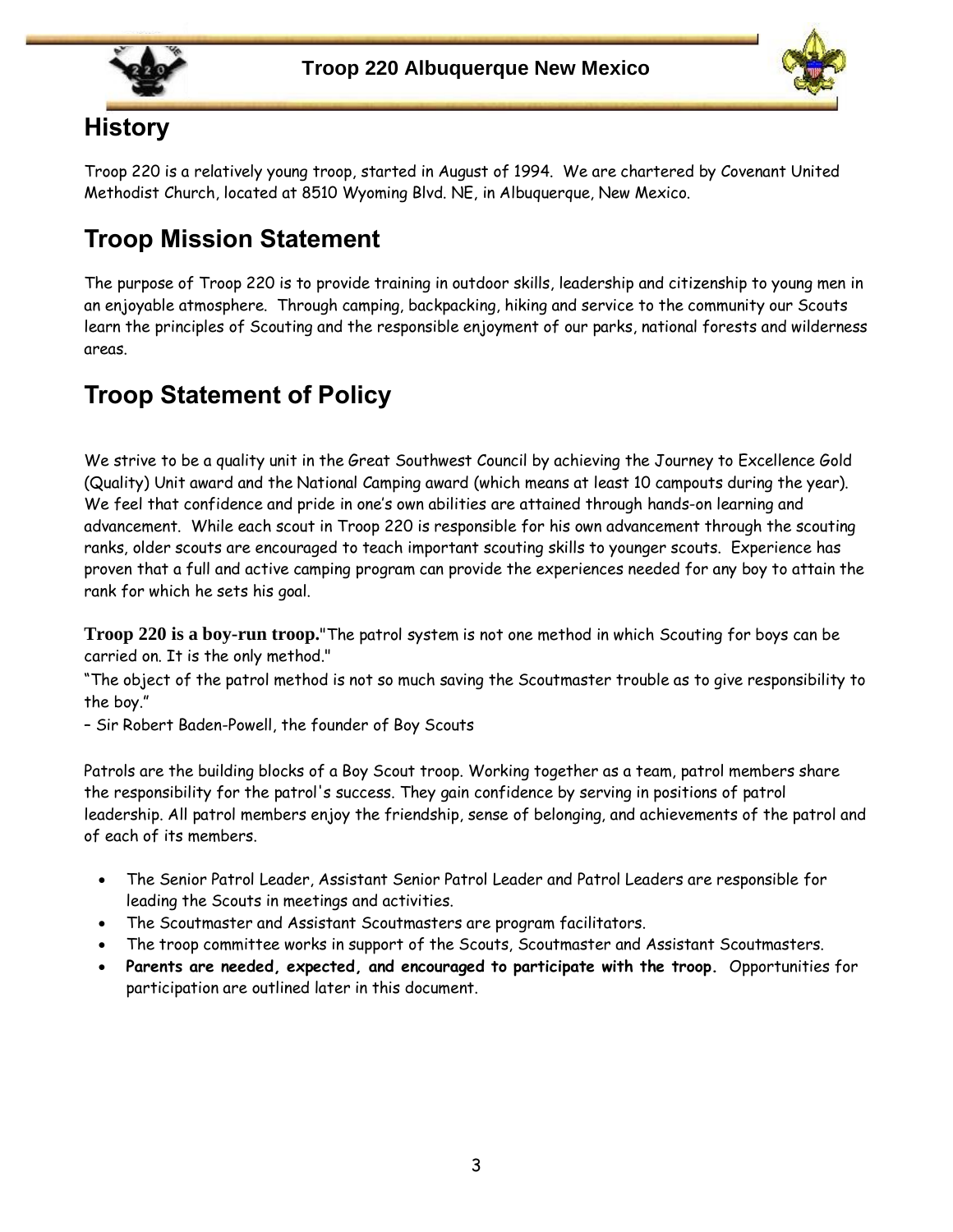## History

Troop 220 is a relatively young troop, started in August of 1994. We are chartered by Covenant United Methodist Church, located at 8510 Wyoming Blvd. NE, in Albuquerque, New Mexico.

## Troop Mission Statement

The purpose of Troop 220 is to provide training in outdoor skills, leadership and citizenship to young men in an enjoyable atmosphere. Through camping, backpacking, hiking and service to the community our Scouts learn the principles of Scouting and the responsible enjoyment of our parks, national forests and wilderness areas.

## Troop Statement of Policy

We strive to be a quality unit in the Great Southwest Council by achieving the Journey to Excellence Gold (Quality) Unit award and the National Camping award (which means at least 10 campouts during the year). We feel that confidence and pride in one's own abilities are attained through hands-on learning and advancement. While each scout in Troop 220 is responsible for his own advancement through the scouting ranks, older scouts are encouraged to teach important scouting skills to younger scouts. Experience has proven that a full and active camping program can provide the experiences needed for any boy to attain the rank for which he sets his goal.

**Troop 220 is a boy-run troop.**"The patrol system is not one method in which Scouting for boys can be carried on. It is the only method."
"The object of the patrol method is not so much saving the Scoutmaster trouble as to give responsibility to the boy."
– Sir Robert Baden-Powell, the founder of Boy Scouts

Patrols are the building blocks of a Boy Scout troop. Working together as a team, patrol members share the responsibility for the patrol's success. They gain confidence by serving in positions of patrol leadership. All patrol members enjoy the friendship, sense of belonging, and achievements of the patrol and of each of its members.

- The Senior Patrol Leader, Assistant Senior Patrol Leader and Patrol Leaders are responsible for leading the Scouts in meetings and activities.
- The Scoutmaster and Assistant Scoutmasters are program facilitators.
- The troop committee works in support of the Scouts, Scoutmaster and Assistant Scoutmasters.
- **Parents are needed, expected, and encouraged to participate with the troop.** Opportunities for participation are outlined later in this document.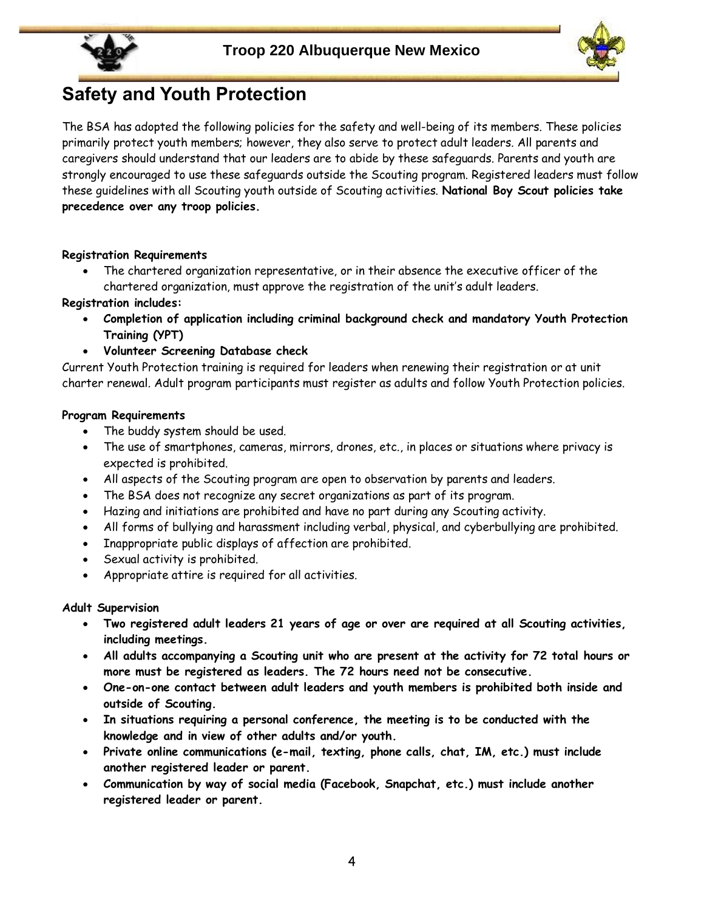# Safety and Youth Protection

The BSA has adopted the following policies for the safety and well-being of its members. These policies primarily protect youth members; however, they also serve to protect adult leaders. All parents and caregivers should understand that our leaders are to abide by these safeguards. Parents and youth are strongly encouraged to use these safeguards outside the Scouting program. Registered leaders must follow these guidelines with all Scouting youth outside of Scouting activities. **National Boy Scout policies take precedence over any troop policies.**

**Registration Requirements**

- The chartered organization representative, or in their absence the executive officer of the chartered organization, must approve the registration of the unit's adult leaders.

**Registration includes:**

- **Completion of application including criminal background check and mandatory Youth Protection Training (YPT)**
- **Volunteer Screening Database check**

Current Youth Protection training is required for leaders when renewing their registration or at unit charter renewal. Adult program participants must register as adults and follow Youth Protection policies.

**Program Requirements**

- The buddy system should be used.
- The use of smartphones, cameras, mirrors, drones, etc., in places or situations where privacy is expected is prohibited.
- All aspects of the Scouting program are open to observation by parents and leaders.
- The BSA does not recognize any secret organizations as part of its program.
- Hazing and initiations are prohibited and have no part during any Scouting activity.
- All forms of bullying and harassment including verbal, physical, and cyberbullying are prohibited.
- Inappropriate public displays of affection are prohibited.
- Sexual activity is prohibited.
- Appropriate attire is required for all activities.

**Adult Supervision**

- **Two registered adult leaders 21 years of age or over are required at all Scouting activities, including meetings.**
- **All adults accompanying a Scouting unit who are present at the activity for 72 total hours or more must be registered as leaders. The 72 hours need not be consecutive.**
- **One-on-one contact between adult leaders and youth members is prohibited both inside and outside of Scouting.**
- **In situations requiring a personal conference, the meeting is to be conducted with the knowledge and in view of other adults and/or youth.**
- **Private online communications (e-mail, texting, phone calls, chat, IM, etc.) must include another registered leader or parent.**
- **Communication by way of social media (Facebook, Snapchat, etc.) must include another registered leader or parent.**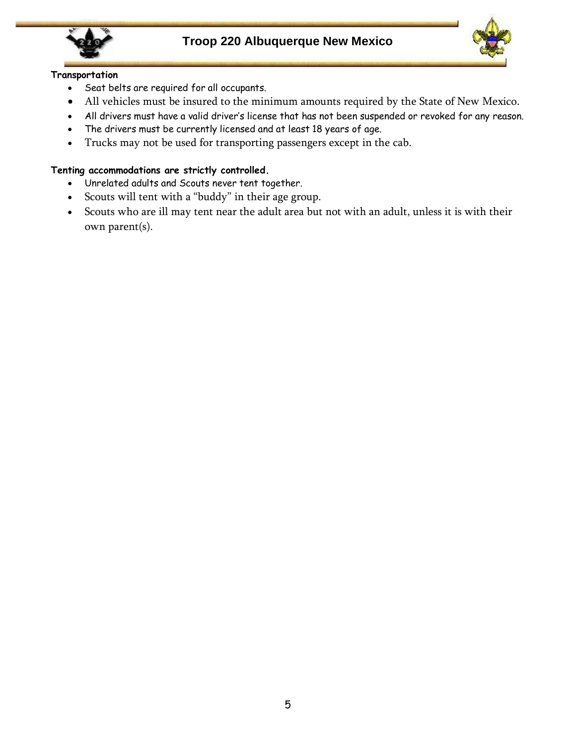**Transportation**

- Seat belts are required for all occupants.
- All vehicles must be insured to the minimum amounts required by the State of New Mexico.
- All drivers must have a valid driver's license that has not been suspended or revoked for any reason.
- The drivers must be currently licensed and at least 18 years of age.
- Trucks may not be used for transporting passengers except in the cab.

**Tenting accommodations are strictly controlled.**

- Unrelated adults and Scouts never tent together.
- Scouts will tent with a "buddy" in their age group.
- Scouts who are ill may tent near the adult area but not with an adult, unless it is with their own parent(s).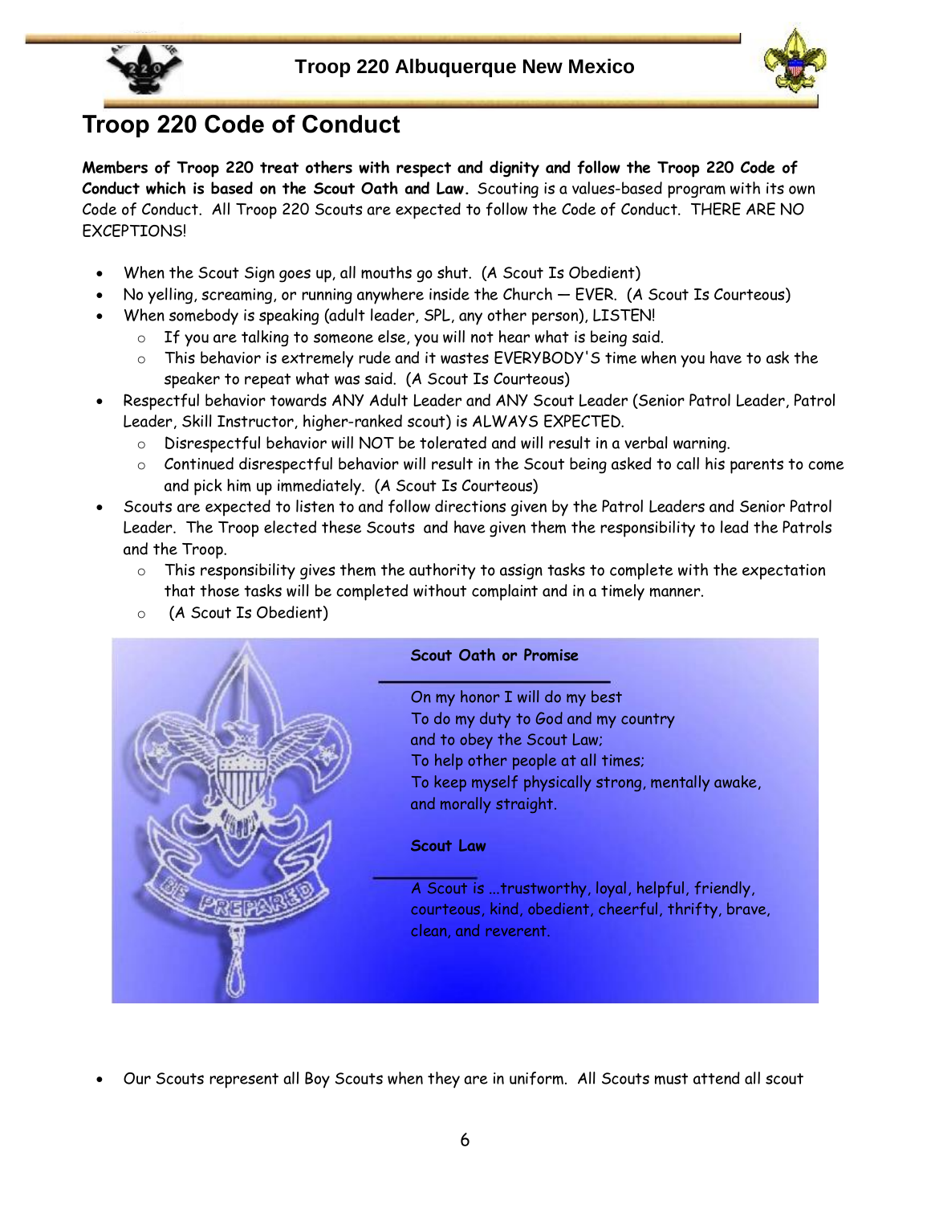# Troop 220 Code of Conduct

**Members of Troop 220 treat others with respect and dignity and follow the Troop 220 Code of Conduct which is based on the Scout Oath and Law.** Scouting is a values-based program with its own Code of Conduct. All Troop 220 Scouts are expected to follow the Code of Conduct. THERE ARE NO EXCEPTIONS!

- When the Scout Sign goes up, all mouths go shut. (A Scout Is Obedient)
- No yelling, screaming, or running anywhere inside the Church — EVER. (A Scout Is Courteous)
- When somebody is speaking (adult leader, SPL, any other person), LISTEN!
  - If you are talking to someone else, you will not hear what is being said.
  - This behavior is extremely rude and it wastes EVERYBODY'S time when you have to ask the speaker to repeat what was said. (A Scout Is Courteous)
- Respectful behavior towards ANY Adult Leader and ANY Scout Leader (Senior Patrol Leader, Patrol Leader, Skill Instructor, higher-ranked scout) is ALWAYS EXPECTED.
  - Disrespectful behavior will NOT be tolerated and will result in a verbal warning.
  - Continued disrespectful behavior will result in the Scout being asked to call his parents to come and pick him up immediately. (A Scout Is Courteous)
- Scouts are expected to listen to and follow directions given by the Patrol Leaders and Senior Patrol Leader. The Troop elected these Scouts and have given them the responsibility to lead the Patrols and the Troop.
  - This responsibility gives them the authority to assign tasks to complete with the expectation that those tasks will be completed without complaint and in a timely manner.
  - (A Scout Is Obedient)

**Scout Oath or Promise**

On my honor I will do my best
To do my duty to God and my country
and to obey the Scout Law;
To help other people at all times;
To keep myself physically strong, mentally awake,
and morally straight.

**Scout Law**

A Scout is ...trustworthy, loyal, helpful, friendly, courteous, kind, obedient, cheerful, thrifty, brave, clean, and reverent.

- Our Scouts represent all Boy Scouts when they are in uniform. All Scouts must attend all scout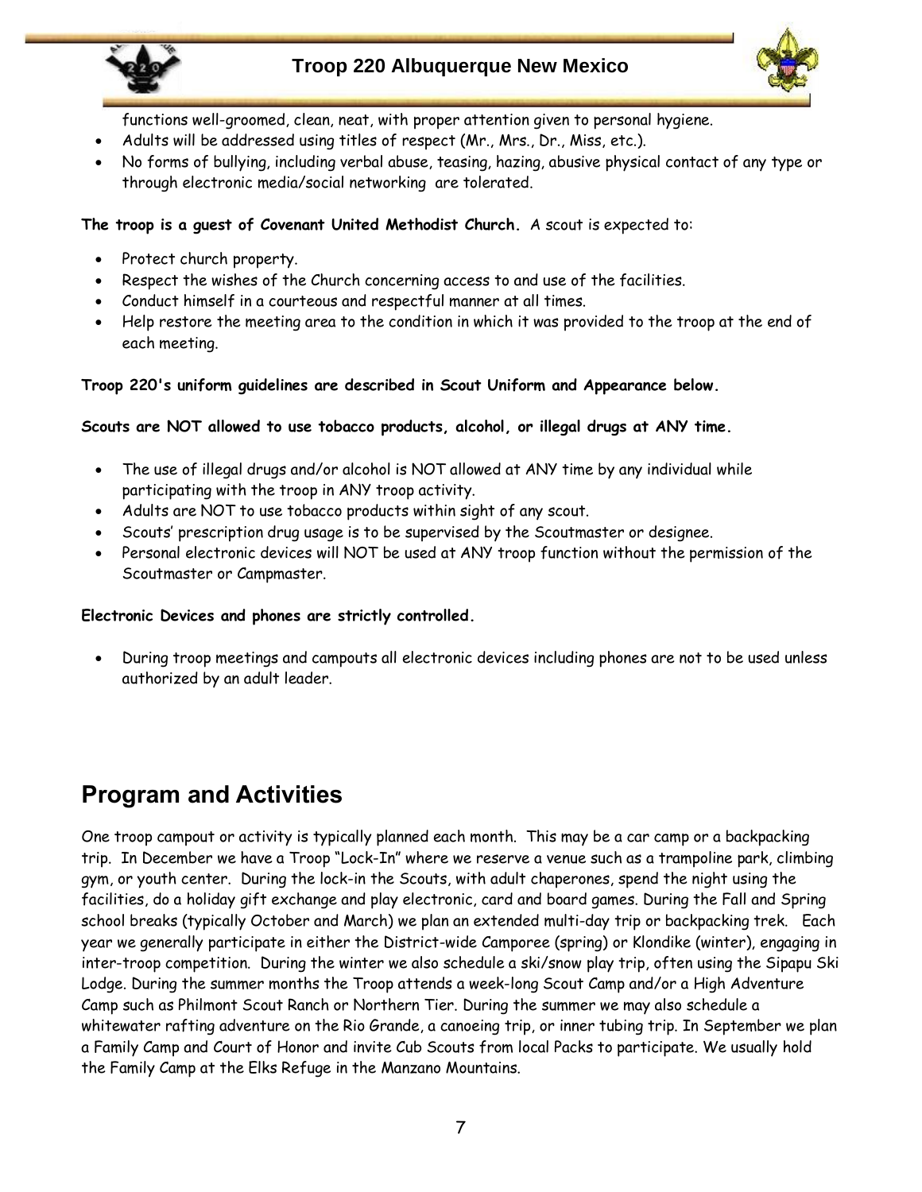functions well-groomed, clean, neat, with proper attention given to personal hygiene.

- Adults will be addressed using titles of respect (Mr., Mrs., Dr., Miss, etc.).
- No forms of bullying, including verbal abuse, teasing, hazing, abusive physical contact of any type or through electronic media/social networking are tolerated.

**The troop is a guest of Covenant United Methodist Church.** A scout is expected to:

- Protect church property.
- Respect the wishes of the Church concerning access to and use of the facilities.
- Conduct himself in a courteous and respectful manner at all times.
- Help restore the meeting area to the condition in which it was provided to the troop at the end of each meeting.

**Troop 220's uniform guidelines are described in Scout Uniform and Appearance below.**

**Scouts are NOT allowed to use tobacco products, alcohol, or illegal drugs at ANY time.**

- The use of illegal drugs and/or alcohol is NOT allowed at ANY time by any individual while participating with the troop in ANY troop activity.
- Adults are NOT to use tobacco products within sight of any scout.
- Scouts' prescription drug usage is to be supervised by the Scoutmaster or designee.
- Personal electronic devices will NOT be used at ANY troop function without the permission of the Scoutmaster or Campmaster.

**Electronic Devices and phones are strictly controlled.**

- During troop meetings and campouts all electronic devices including phones are not to be used unless authorized by an adult leader.

# Program and Activities

One troop campout or activity is typically planned each month. This may be a car camp or a backpacking trip. In December we have a Troop "Lock-In" where we reserve a venue such as a trampoline park, climbing gym, or youth center. During the lock-in the Scouts, with adult chaperones, spend the night using the facilities, do a holiday gift exchange and play electronic, card and board games. During the Fall and Spring school breaks (typically October and March) we plan an extended multi-day trip or backpacking trek. Each year we generally participate in either the District-wide Camporee (spring) or Klondike (winter), engaging in inter-troop competition. During the winter we also schedule a ski/snow play trip, often using the Sipapu Ski Lodge. During the summer months the Troop attends a week-long Scout Camp and/or a High Adventure Camp such as Philmont Scout Ranch or Northern Tier. During the summer we may also schedule a whitewater rafting adventure on the Rio Grande, a canoeing trip, or inner tubing trip. In September we plan a Family Camp and Court of Honor and invite Cub Scouts from local Packs to participate. We usually hold the Family Camp at the Elks Refuge in the Manzano Mountains.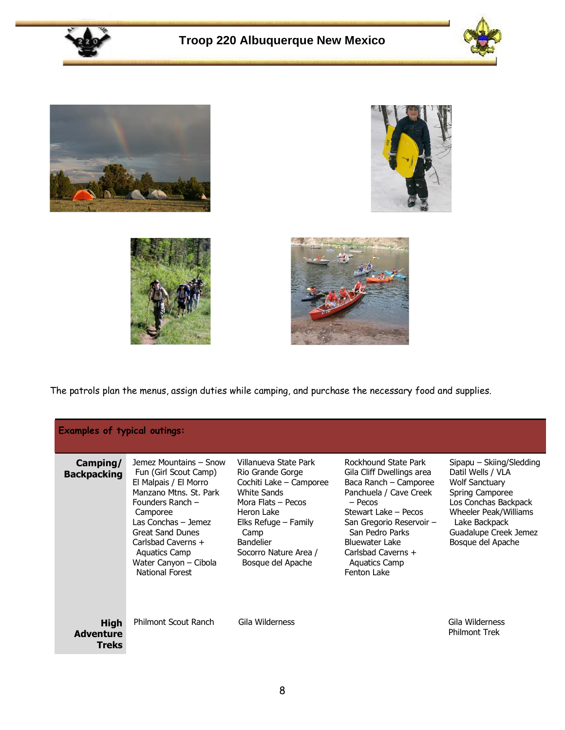The patrols plan the menus, assign duties while camping, and purchase the necessary food and supplies.

**Examples of typical outings:**

| | | | | |
|---|---|---|---|---|
| **Camping/ Backpacking** | Jemez Mountains – Snow Fun (Girl Scout Camp)<br>El Malpais / El Morro<br>Manzano Mtns. St. Park<br>Founders Ranch – Camporee<br>Las Conchas – Jemez<br>Great Sand Dunes<br>Carlsbad Caverns + Aquatics Camp<br>Water Canyon – Cibola National Forest | Villanueva State Park<br>Rio Grande Gorge<br>Cochiti Lake – Camporee<br>White Sands<br>Mora Flats – Pecos<br>Heron Lake<br>Elks Refuge – Family Camp<br>Bandelier<br>Socorro Nature Area / Bosque del Apache | Rockhound State Park<br>Gila Cliff Dwellings area<br>Baca Ranch – Camporee<br>Panchuela / Cave Creek – Pecos<br>Stewart Lake – Pecos<br>San Gregorio Reservoir – San Pedro Parks<br>Bluewater Lake<br>Carlsbad Caverns + Aquatics Camp<br>Fenton Lake | Sipapu – Skiing/Sledding<br>Datil Wells / VLA<br>Wolf Sanctuary<br>Spring Camporee<br>Los Conchas Backpack<br>Wheeler Peak/Williams Lake Backpack<br>Guadalupe Creek Jemez<br>Bosque del Apache |
| **High Adventure Treks** | Philmont Scout Ranch | Gila Wilderness | | Gila Wilderness<br>Philmont Trek |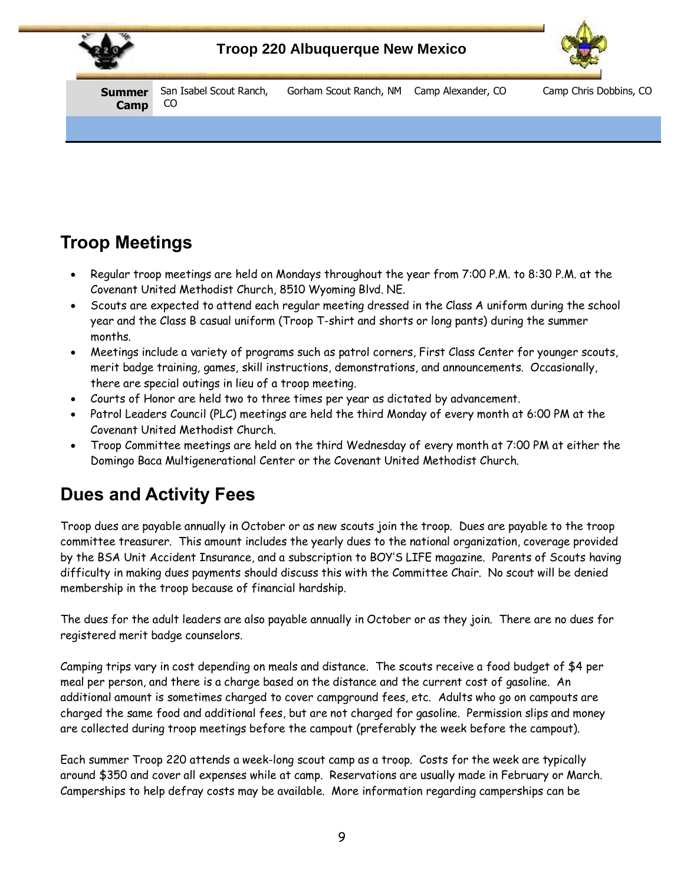| Summer Camp | San Isabel Scout Ranch, CO | Gorham Scout Ranch, NM | Camp Alexander, CO | Camp Chris Dobbins, CO |
|---|---|---|---|---|

## Troop Meetings

- Regular troop meetings are held on Mondays throughout the year from 7:00 P.M. to 8:30 P.M. at the Covenant United Methodist Church, 8510 Wyoming Blvd. NE.
- Scouts are expected to attend each regular meeting dressed in the Class A uniform during the school year and the Class B casual uniform (Troop T-shirt and shorts or long pants) during the summer months.
- Meetings include a variety of programs such as patrol corners, First Class Center for younger scouts, merit badge training, games, skill instructions, demonstrations, and announcements. Occasionally, there are special outings in lieu of a troop meeting.
- Courts of Honor are held two to three times per year as dictated by advancement.
- Patrol Leaders Council (PLC) meetings are held the third Monday of every month at 6:00 PM at the Covenant United Methodist Church.
- Troop Committee meetings are held on the third Wednesday of every month at 7:00 PM at either the Domingo Baca Multigenerational Center or the Covenant United Methodist Church.

## Dues and Activity Fees

Troop dues are payable annually in October or as new scouts join the troop. Dues are payable to the troop committee treasurer. This amount includes the yearly dues to the national organization, coverage provided by the BSA Unit Accident Insurance, and a subscription to BOY'S LIFE magazine. Parents of Scouts having difficulty in making dues payments should discuss this with the Committee Chair. No scout will be denied membership in the troop because of financial hardship.

The dues for the adult leaders are also payable annually in October or as they join. There are no dues for registered merit badge counselors.

Camping trips vary in cost depending on meals and distance. The scouts receive a food budget of $4 per meal per person, and there is a charge based on the distance and the current cost of gasoline. An additional amount is sometimes charged to cover campground fees, etc. Adults who go on campouts are charged the same food and additional fees, but are not charged for gasoline. Permission slips and money are collected during troop meetings before the campout (preferably the week before the campout).

Each summer Troop 220 attends a week-long scout camp as a troop. Costs for the week are typically around $350 and cover all expenses while at camp. Reservations are usually made in February or March. Camperships to help defray costs may be available. More information regarding camperships can be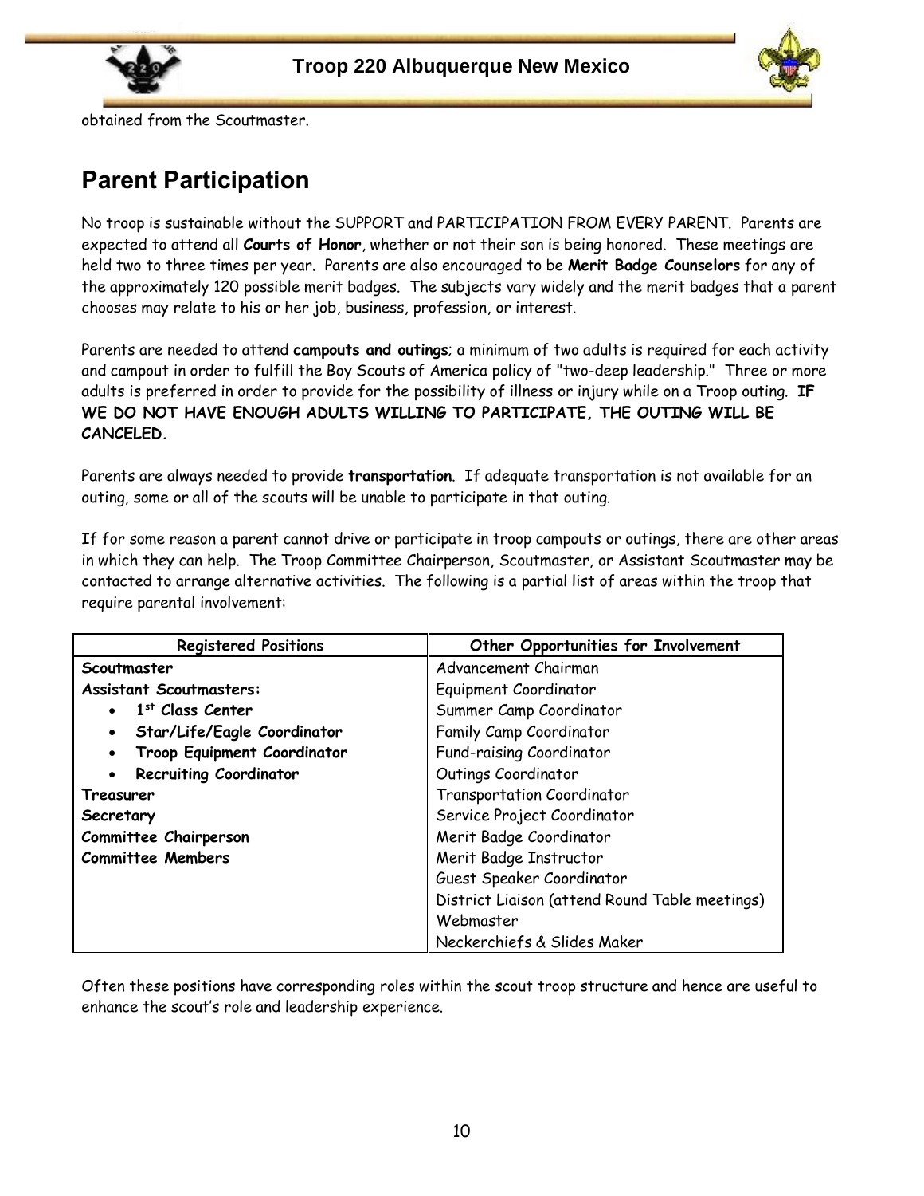obtained from the Scoutmaster.

## Parent Participation

No troop is sustainable without the SUPPORT and PARTICIPATION FROM EVERY PARENT. Parents are expected to attend all **Courts of Honor**, whether or not their son is being honored. These meetings are held two to three times per year. Parents are also encouraged to be **Merit Badge Counselors** for any of the approximately 120 possible merit badges. The subjects vary widely and the merit badges that a parent chooses may relate to his or her job, business, profession, or interest.

Parents are needed to attend **campouts and outings**; a minimum of two adults is required for each activity and campout in order to fulfill the Boy Scouts of America policy of "two-deep leadership." Three or more adults is preferred in order to provide for the possibility of illness or injury while on a Troop outing. **IF WE DO NOT HAVE ENOUGH ADULTS WILLING TO PARTICIPATE, THE OUTING WILL BE CANCELED.**

Parents are always needed to provide **transportation**. If adequate transportation is not available for an outing, some or all of the scouts will be unable to participate in that outing.

If for some reason a parent cannot drive or participate in troop campouts or outings, there are other areas in which they can help. The Troop Committee Chairperson, Scoutmaster, or Assistant Scoutmaster may be contacted to arrange alternative activities. The following is a partial list of areas within the troop that require parental involvement:

| Registered Positions | Other Opportunities for Involvement |
|---|---|
| **Scoutmaster** | Advancement Chairman |
| **Assistant Scoutmasters:** | Equipment Coordinator |
| • **1st Class Center** | Summer Camp Coordinator |
| • **Star/Life/Eagle Coordinator** | Family Camp Coordinator |
| • **Troop Equipment Coordinator** | Fund-raising Coordinator |
| • **Recruiting Coordinator** | Outings Coordinator |
| **Treasurer** | Transportation Coordinator |
| **Secretary** | Service Project Coordinator |
| **Committee Chairperson** | Merit Badge Coordinator |
| **Committee Members** | Merit Badge Instructor |
| | Guest Speaker Coordinator |
| | District Liaison (attend Round Table meetings) |
| | Webmaster |
| | Neckerchiefs & Slides Maker |

Often these positions have corresponding roles within the scout troop structure and hence are useful to enhance the scout's role and leadership experience.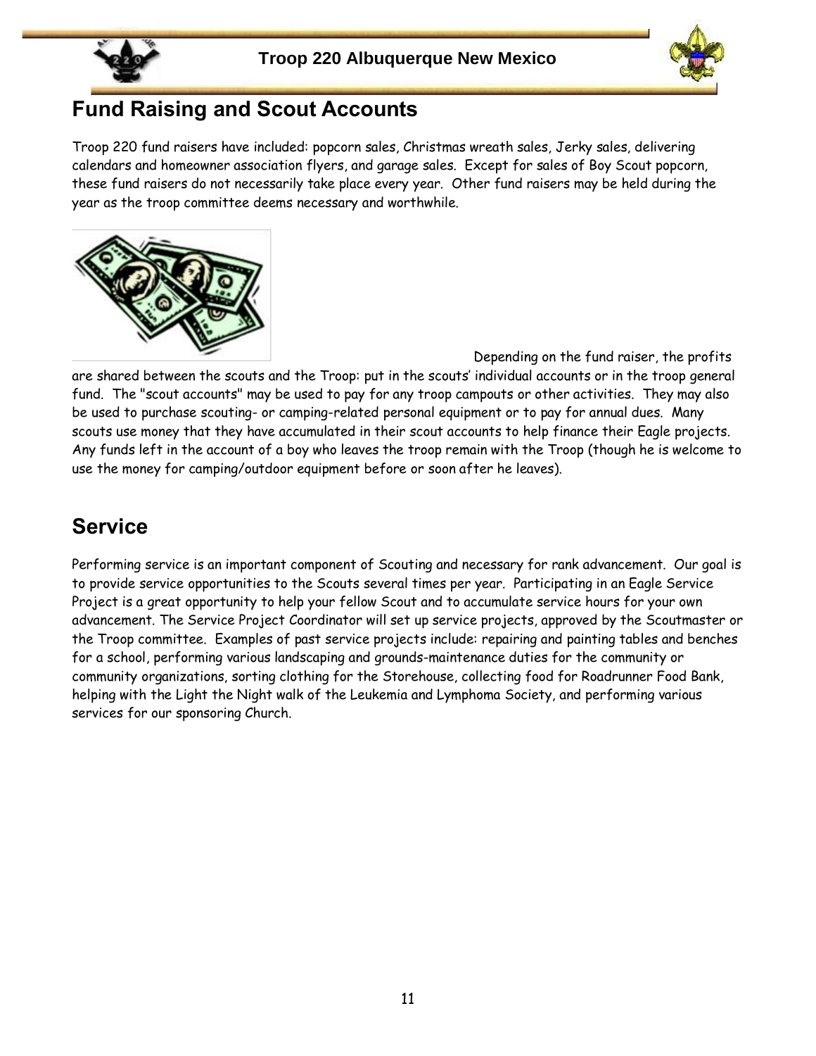## Fund Raising and Scout Accounts

Troop 220 fund raisers have included: popcorn sales, Christmas wreath sales, Jerky sales, delivering calendars and homeowner association flyers, and garage sales. Except for sales of Boy Scout popcorn, these fund raisers do not necessarily take place every year. Other fund raisers may be held during the year as the troop committee deems necessary and worthwhile.

Depending on the fund raiser, the profits are shared between the scouts and the Troop: put in the scouts' individual accounts or in the troop general fund. The "scout accounts" may be used to pay for any troop campouts or other activities. They may also be used to purchase scouting- or camping-related personal equipment or to pay for annual dues. Many scouts use money that they have accumulated in their scout accounts to help finance their Eagle projects. Any funds left in the account of a boy who leaves the troop remain with the Troop (though he is welcome to use the money for camping/outdoor equipment before or soon after he leaves).

## Service

Performing service is an important component of Scouting and necessary for rank advancement. Our goal is to provide service opportunities to the Scouts several times per year. Participating in an Eagle Service Project is a great opportunity to help your fellow Scout and to accumulate service hours for your own advancement. The Service Project Coordinator will set up service projects, approved by the Scoutmaster or the Troop committee. Examples of past service projects include: repairing and painting tables and benches for a school, performing various landscaping and grounds-maintenance duties for the community or community organizations, sorting clothing for the Storehouse, collecting food for Roadrunner Food Bank, helping with the Light the Night walk of the Leukemia and Lymphoma Society, and performing various services for our sponsoring Church.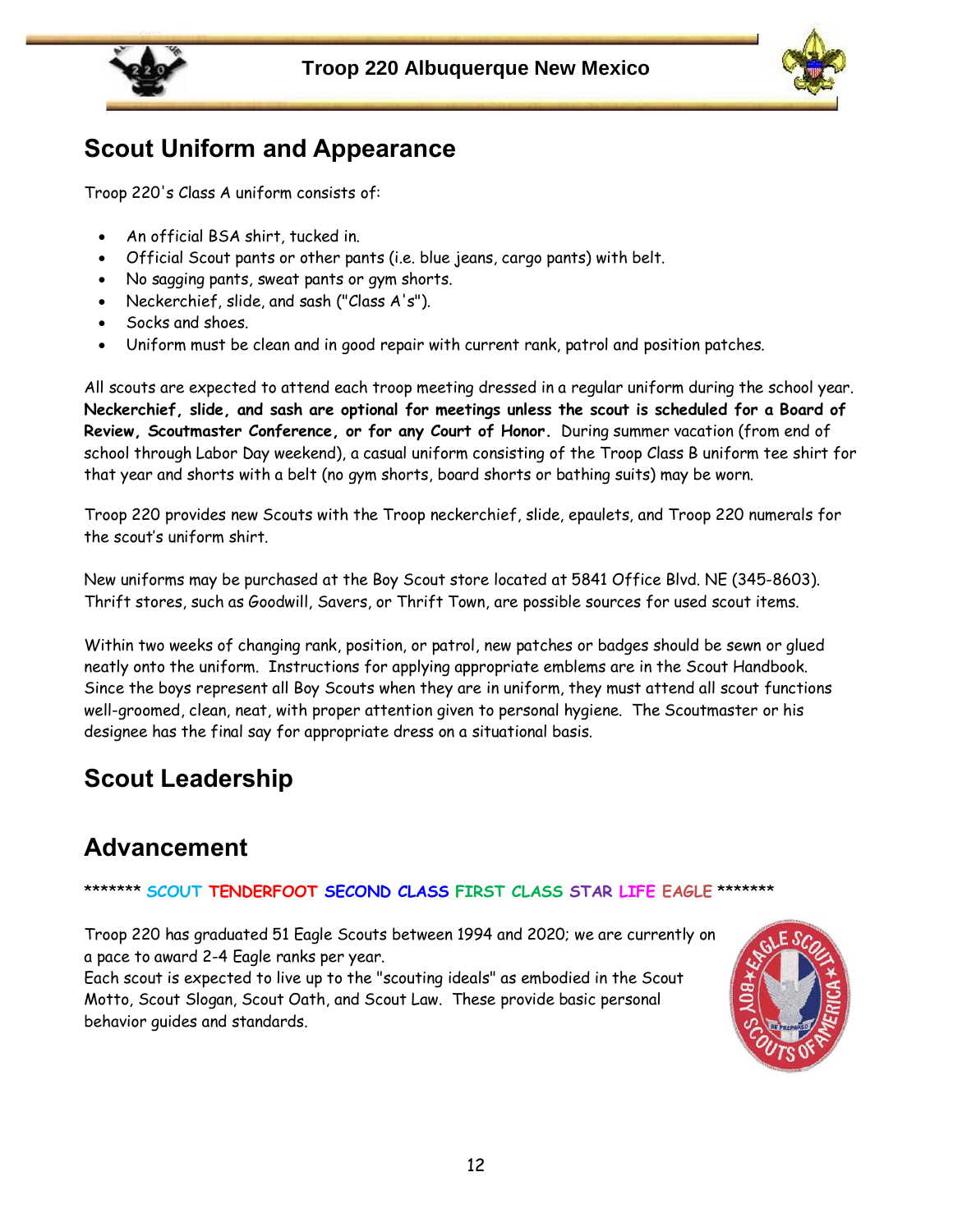## Scout Uniform and Appearance

Troop 220's Class A uniform consists of:

- An official BSA shirt, tucked in.
- Official Scout pants or other pants (i.e. blue jeans, cargo pants) with belt.
- No sagging pants, sweat pants or gym shorts.
- Neckerchief, slide, and sash ("Class A's").
- Socks and shoes.
- Uniform must be clean and in good repair with current rank, patrol and position patches.

All scouts are expected to attend each troop meeting dressed in a regular uniform during the school year. **Neckerchief, slide, and sash are optional for meetings unless the scout is scheduled for a Board of Review, Scoutmaster Conference, or for any Court of Honor.** During summer vacation (from end of school through Labor Day weekend), a casual uniform consisting of the Troop Class B uniform tee shirt for that year and shorts with a belt (no gym shorts, board shorts or bathing suits) may be worn.

Troop 220 provides new Scouts with the Troop neckerchief, slide, epaulets, and Troop 220 numerals for the scout's uniform shirt.

New uniforms may be purchased at the Boy Scout store located at 5841 Office Blvd. NE (345-8603). Thrift stores, such as Goodwill, Savers, or Thrift Town, are possible sources for used scout items.

Within two weeks of changing rank, position, or patrol, new patches or badges should be sewn or glued neatly onto the uniform. Instructions for applying appropriate emblems are in the Scout Handbook. Since the boys represent all Boy Scouts when they are in uniform, they must attend all scout functions well-groomed, clean, neat, with proper attention given to personal hygiene. The Scoutmaster or his designee has the final say for appropriate dress on a situational basis.

## Scout Leadership

## Advancement

******* SCOUT TENDERFOOT SECOND CLASS FIRST CLASS STAR LIFE EAGLE *******

Troop 220 has graduated 51 Eagle Scouts between 1994 and 2020; we are currently on a pace to award 2-4 Eagle ranks per year.
Each scout is expected to live up to the "scouting ideals" as embodied in the Scout Motto, Scout Slogan, Scout Oath, and Scout Law. These provide basic personal behavior guides and standards.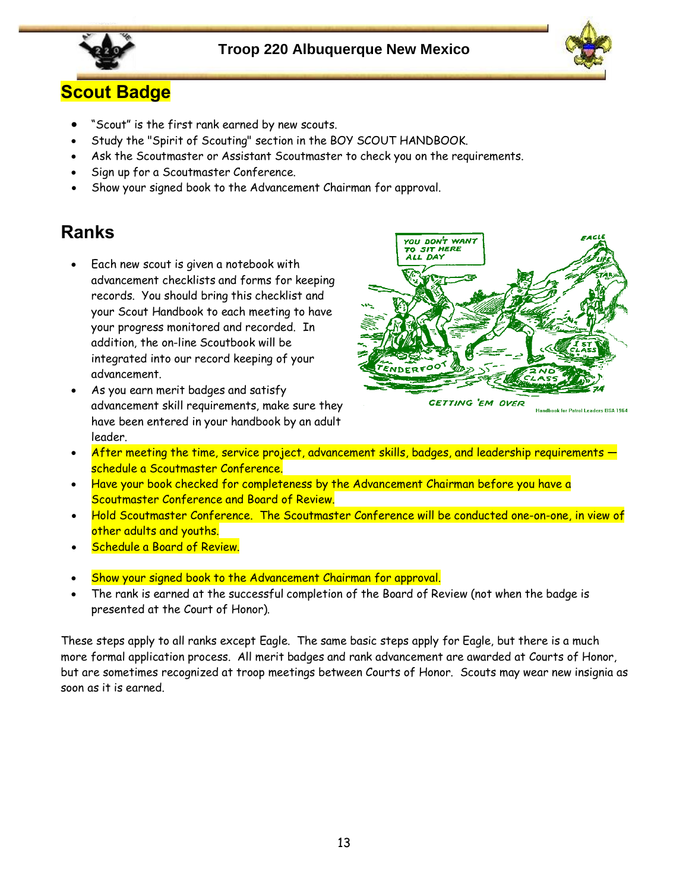## Scout Badge

- "Scout" is the first rank earned by new scouts.
- Study the "Spirit of Scouting" section in the BOY SCOUT HANDBOOK.
- Ask the Scoutmaster or Assistant Scoutmaster to check you on the requirements.
- Sign up for a Scoutmaster Conference.
- Show your signed book to the Advancement Chairman for approval.

## Ranks

- Each new scout is given a notebook with advancement checklists and forms for keeping records. You should bring this checklist and your Scout Handbook to each meeting to have your progress monitored and recorded. In addition, the on-line Scoutbook will be integrated into our record keeping of your advancement.
- As you earn merit badges and satisfy advancement skill requirements, make sure they have been entered in your handbook by an adult leader.
- After meeting the time, service project, advancement skills, badges, and leadership requirements — schedule a Scoutmaster Conference.
- Have your book checked for completeness by the Advancement Chairman before you have a Scoutmaster Conference and Board of Review.
- Hold Scoutmaster Conference. The Scoutmaster Conference will be conducted one-on-one, in view of other adults and youths.
- Schedule a Board of Review.
- Show your signed book to the Advancement Chairman for approval.
- The rank is earned at the successful completion of the Board of Review (not when the badge is presented at the Court of Honor).

GETTING 'EM OVER

Handbook for Patrol Leaders BSA 1964

These steps apply to all ranks except Eagle. The same basic steps apply for Eagle, but there is a much more formal application process. All merit badges and rank advancement are awarded at Courts of Honor, but are sometimes recognized at troop meetings between Courts of Honor. Scouts may wear new insignia as soon as it is earned.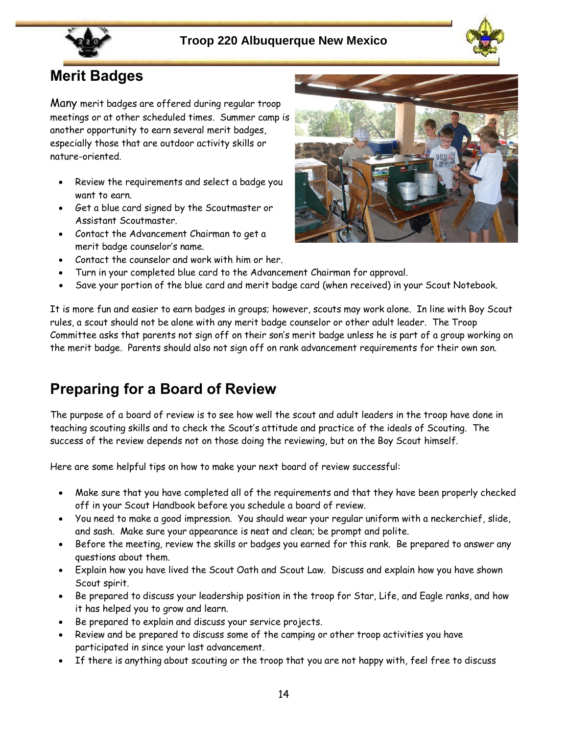## Merit Badges

Many merit badges are offered during regular troop meetings or at other scheduled times. Summer camp is another opportunity to earn several merit badges, especially those that are outdoor activity skills or nature-oriented.

- Review the requirements and select a badge you want to earn.
- Get a blue card signed by the Scoutmaster or Assistant Scoutmaster.
- Contact the Advancement Chairman to get a merit badge counselor's name.
- Contact the counselor and work with him or her.
- Turn in your completed blue card to the Advancement Chairman for approval.
- Save your portion of the blue card and merit badge card (when received) in your Scout Notebook.

It is more fun and easier to earn badges in groups; however, scouts may work alone. In line with Boy Scout rules, a scout should not be alone with any merit badge counselor or other adult leader. The Troop Committee asks that parents not sign off on their son's merit badge unless he is part of a group working on the merit badge. Parents should also not sign off on rank advancement requirements for their own son.

## Preparing for a Board of Review

The purpose of a board of review is to see how well the scout and adult leaders in the troop have done in teaching scouting skills and to check the Scout's attitude and practice of the ideals of Scouting. The success of the review depends not on those doing the reviewing, but on the Boy Scout himself.

Here are some helpful tips on how to make your next board of review successful:

- Make sure that you have completed all of the requirements and that they have been properly checked off in your Scout Handbook before you schedule a board of review.
- You need to make a good impression. You should wear your regular uniform with a neckerchief, slide, and sash. Make sure your appearance is neat and clean; be prompt and polite.
- Before the meeting, review the skills or badges you earned for this rank. Be prepared to answer any questions about them.
- Explain how you have lived the Scout Oath and Scout Law. Discuss and explain how you have shown Scout spirit.
- Be prepared to discuss your leadership position in the troop for Star, Life, and Eagle ranks, and how it has helped you to grow and learn.
- Be prepared to explain and discuss your service projects.
- Review and be prepared to discuss some of the camping or other troop activities you have participated in since your last advancement.
- If there is anything about scouting or the troop that you are not happy with, feel free to discuss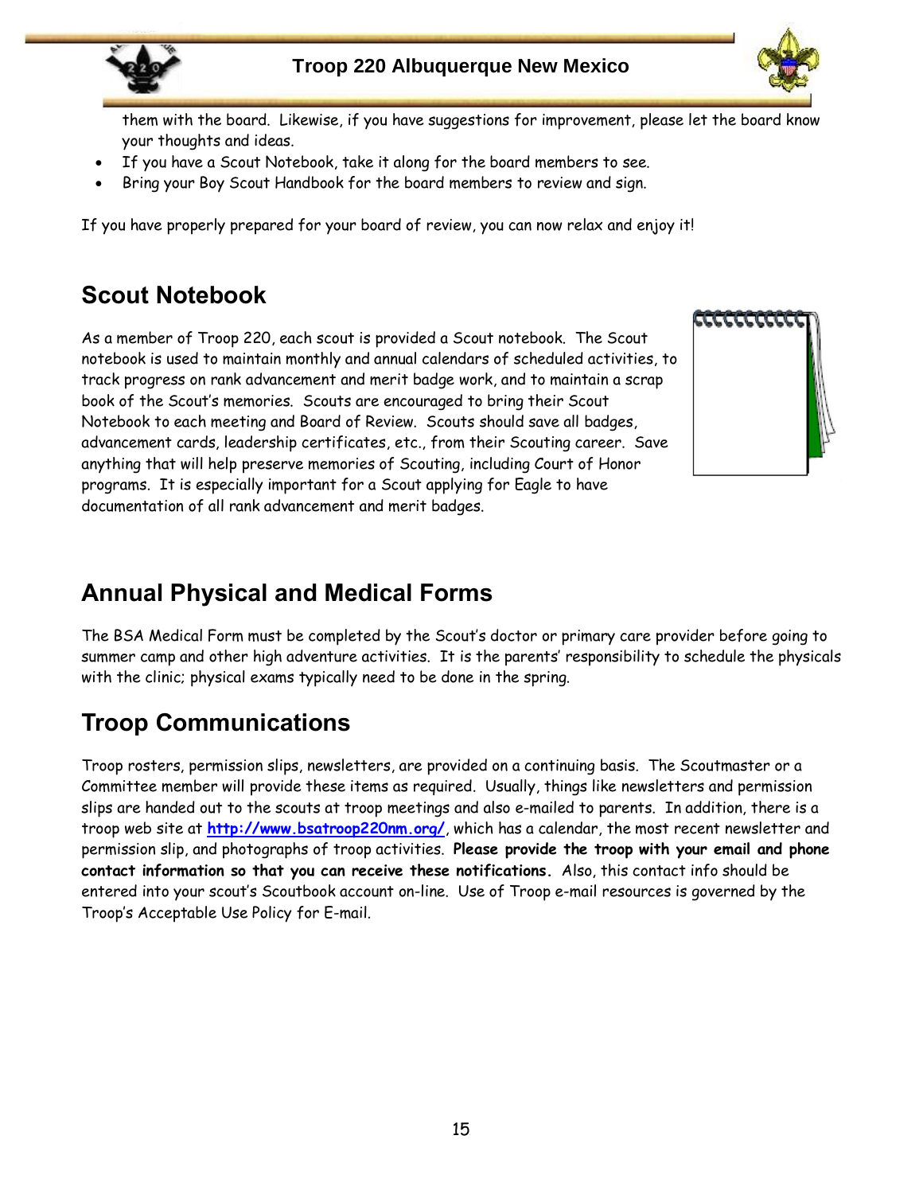them with the board. Likewise, if you have suggestions for improvement, please let the board know your thoughts and ideas.

- If you have a Scout Notebook, take it along for the board members to see.
- Bring your Boy Scout Handbook for the board members to review and sign.

If you have properly prepared for your board of review, you can now relax and enjoy it!

## Scout Notebook

As a member of Troop 220, each scout is provided a Scout notebook. The Scout notebook is used to maintain monthly and annual calendars of scheduled activities, to track progress on rank advancement and merit badge work, and to maintain a scrap book of the Scout's memories. Scouts are encouraged to bring their Scout Notebook to each meeting and Board of Review. Scouts should save all badges, advancement cards, leadership certificates, etc., from their Scouting career. Save anything that will help preserve memories of Scouting, including Court of Honor programs. It is especially important for a Scout applying for Eagle to have documentation of all rank advancement and merit badges.

## Annual Physical and Medical Forms

The BSA Medical Form must be completed by the Scout's doctor or primary care provider before going to summer camp and other high adventure activities. It is the parents' responsibility to schedule the physicals with the clinic; physical exams typically need to be done in the spring.

## Troop Communications

Troop rosters, permission slips, newsletters, are provided on a continuing basis. The Scoutmaster or a Committee member will provide these items as required. Usually, things like newsletters and permission slips are handed out to the scouts at troop meetings and also e-mailed to parents. In addition, there is a troop web site at **http://www.bsatroop220nm.org/**, which has a calendar, the most recent newsletter and permission slip, and photographs of troop activities. **Please provide the troop with your email and phone contact information so that you can receive these notifications.** Also, this contact info should be entered into your scout's Scoutbook account on-line. Use of Troop e-mail resources is governed by the Troop's Acceptable Use Policy for E-mail.